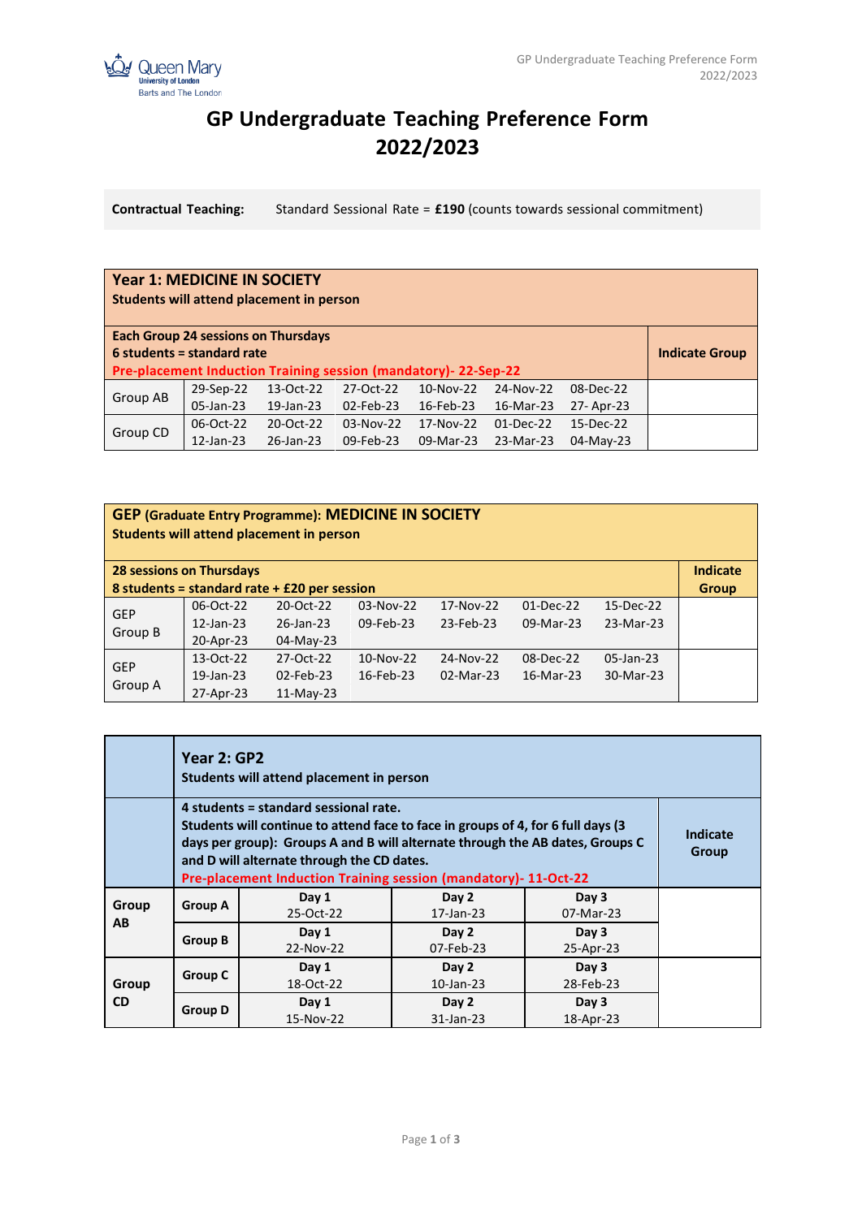# GP Undergraduate Teaching Preference Form 2022/2023

**Contractual Teaching:** Standard Sessional Rate = **£190** (counts towards sessional commitment)

| **Year 1: MEDICINE IN SOCIETY**<br>**Students will attend placement in person** | | | | | | | |
|---|---|---|---|---|---|---|---|
| **Each Group 24 sessions on Thursdays**<br>**6 students = standard rate**<br>**Pre-placement Induction Training session (mandatory)- 22-Sep-22** | | | | | | | **Indicate Group** |
| Group AB | 29-Sep-22<br>05-Jan-23 | 13-Oct-22<br>19-Jan-23 | 27-Oct-22<br>02-Feb-23 | 10-Nov-22<br>16-Feb-23 | 24-Nov-22<br>16-Mar-23 | 08-Dec-22<br>27- Apr-23 | |
| Group CD | 06-Oct-22<br>12-Jan-23 | 20-Oct-22<br>26-Jan-23 | 03-Nov-22<br>09-Feb-23 | 17-Nov-22<br>09-Mar-23 | 01-Dec-22<br>23-Mar-23 | 15-Dec-22<br>04-May-23 | |

| **GEP (Graduate Entry Programme): MEDICINE IN SOCIETY**<br>**Students will attend placement in person** | | | | | | | |
|---|---|---|---|---|---|---|---|
| **28 sessions on Thursdays**<br>**8 students = standard rate + £20 per session** | | | | | | | **Indicate Group** |
| GEP Group B | 06-Oct-22<br>12-Jan-23<br>20-Apr-23 | 20-Oct-22<br>26-Jan-23<br>04-May-23 | 03-Nov-22<br>09-Feb-23 | 17-Nov-22<br>23-Feb-23 | 01-Dec-22<br>09-Mar-23 | 15-Dec-22<br>23-Mar-23 | |
| GEP Group A | 13-Oct-22<br>19-Jan-23<br>27-Apr-23 | 27-Oct-22<br>02-Feb-23<br>11-May-23 | 10-Nov-22<br>16-Feb-23 | 24-Nov-22<br>02-Mar-23 | 08-Dec-22<br>16-Mar-23 | 05-Jan-23<br>30-Mar-23 | |

| | **Year 2: GP2**<br>**Students will attend placement in person** | | | | |
|---|---|---|---|---|---|
| | **4 students = standard sessional rate.**<br>**Students will continue to attend face to face in groups of 4, for 6 full days (3 days per group): Groups A and B will alternate through the AB dates, Groups C and D will alternate through the CD dates.**<br>**Pre-placement Induction Training session (mandatory)- 11-Oct-22** | | | | **Indicate Group** |
| **Group AB** | **Group A** | **Day 1**<br>25-Oct-22 | **Day 2**<br>17-Jan-23 | **Day 3**<br>07-Mar-23 | |
| | **Group B** | **Day 1**<br>22-Nov-22 | **Day 2**<br>07-Feb-23 | **Day 3**<br>25-Apr-23 | |
| **Group CD** | **Group C** | **Day 1**<br>18-Oct-22 | **Day 2**<br>10-Jan-23 | **Day 3**<br>28-Feb-23 | |
| | **Group D** | **Day 1**<br>15-Nov-22 | **Day 2**<br>31-Jan-23 | **Day 3**<br>18-Apr-23 | |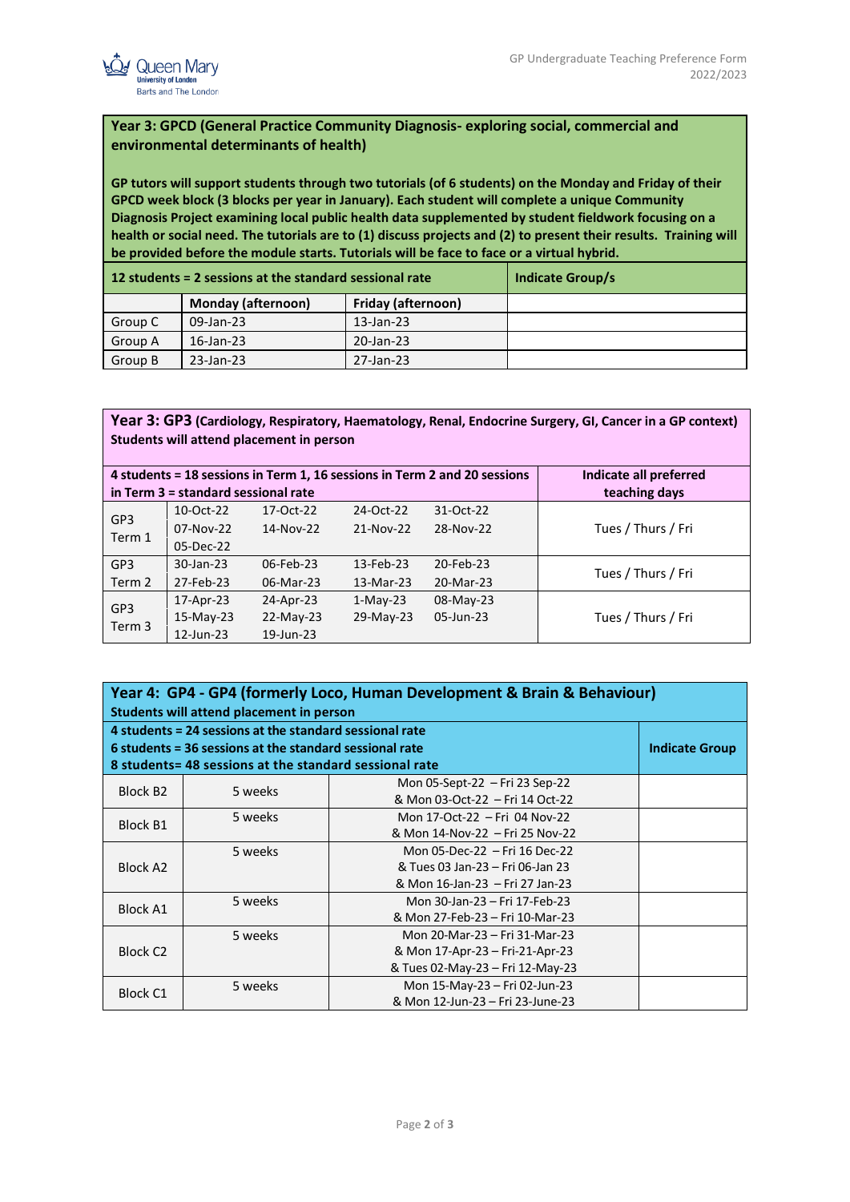## Year 3: GPCD (General Practice Community Diagnosis- exploring social, commercial and environmental determinants of health)

**GP tutors will support students through two tutorials (of 6 students) on the Monday and Friday of their GPCD week block (3 blocks per year in January). Each student will complete a unique Community Diagnosis Project examining local public health data supplemented by student fieldwork focusing on a health or social need. The tutorials are to (1) discuss projects and (2) to present their results. Training will be provided before the module starts. Tutorials will be face to face or a virtual hybrid.**

| **12 students = 2 sessions at the standard sessional rate** | | | **Indicate Group/s** |
|---|---|---|---|
| | **Monday (afternoon)** | **Friday (afternoon)** | |
| Group C | 09-Jan-23 | 13-Jan-23 | |
| Group A | 16-Jan-23 | 20-Jan-23 | |
| Group B | 23-Jan-23 | 27-Jan-23 | |

## Year 3: GP3 (Cardiology, Respiratory, Haematology, Renal, Endocrine Surgery, GI, Cancer in a GP context)

**Students will attend placement in person**

| **4 students = 18 sessions in Term 1, 16 sessions in Term 2 and 20 sessions in Term 3 = standard sessional rate** | | | | | **Indicate all preferred teaching days** |
|---|---|---|---|---|---|
| GP3 Term 1 | 10-Oct-22<br>07-Nov-22<br>05-Dec-22 | 17-Oct-22<br>14-Nov-22 | 24-Oct-22<br>21-Nov-22 | 31-Oct-22<br>28-Nov-22 | Tues / Thurs / Fri |
| GP3 Term 2 | 30-Jan-23<br>27-Feb-23 | 06-Feb-23<br>06-Mar-23 | 13-Feb-23<br>13-Mar-23 | 20-Feb-23<br>20-Mar-23 | Tues / Thurs / Fri |
| GP3 Term 3 | 17-Apr-23<br>15-May-23<br>12-Jun-23 | 24-Apr-23<br>22-May-23<br>19-Jun-23 | 1-May-23<br>29-May-23 | 08-May-23<br>05-Jun-23 | Tues / Thurs / Fri |

## Year 4: GP4 - GP4 (formerly Loco, Human Development & Brain & Behaviour)

**Students will attend placement in person**

| **4 students = 24 sessions at the standard sessional rate<br>6 students = 36 sessions at the standard sessional rate<br>8 students= 48 sessions at the standard sessional rate** | | | **Indicate Group** |
|---|---|---|---|
| Block B2 | 5 weeks | Mon 05-Sept-22 – Fri 23 Sep-22<br>& Mon 03-Oct-22 – Fri 14 Oct-22 | |
| Block B1 | 5 weeks | Mon 17-Oct-22 – Fri 04 Nov-22<br>& Mon 14-Nov-22 – Fri 25 Nov-22 | |
| Block A2 | 5 weeks | Mon 05-Dec-22 – Fri 16 Dec-22<br>& Tues 03 Jan-23 – Fri 06-Jan 23<br>& Mon 16-Jan-23 – Fri 27 Jan-23 | |
| Block A1 | 5 weeks | Mon 30-Jan-23 – Fri 17-Feb-23<br>& Mon 27-Feb-23 – Fri 10-Mar-23 | |
| Block C2 | 5 weeks | Mon 20-Mar-23 – Fri 31-Mar-23<br>& Mon 17-Apr-23 – Fri-21-Apr-23<br>& Tues 02-May-23 – Fri 12-May-23 | |
| Block C1 | 5 weeks | Mon 15-May-23 – Fri 02-Jun-23<br>& Mon 12-Jun-23 – Fri 23-June-23 | |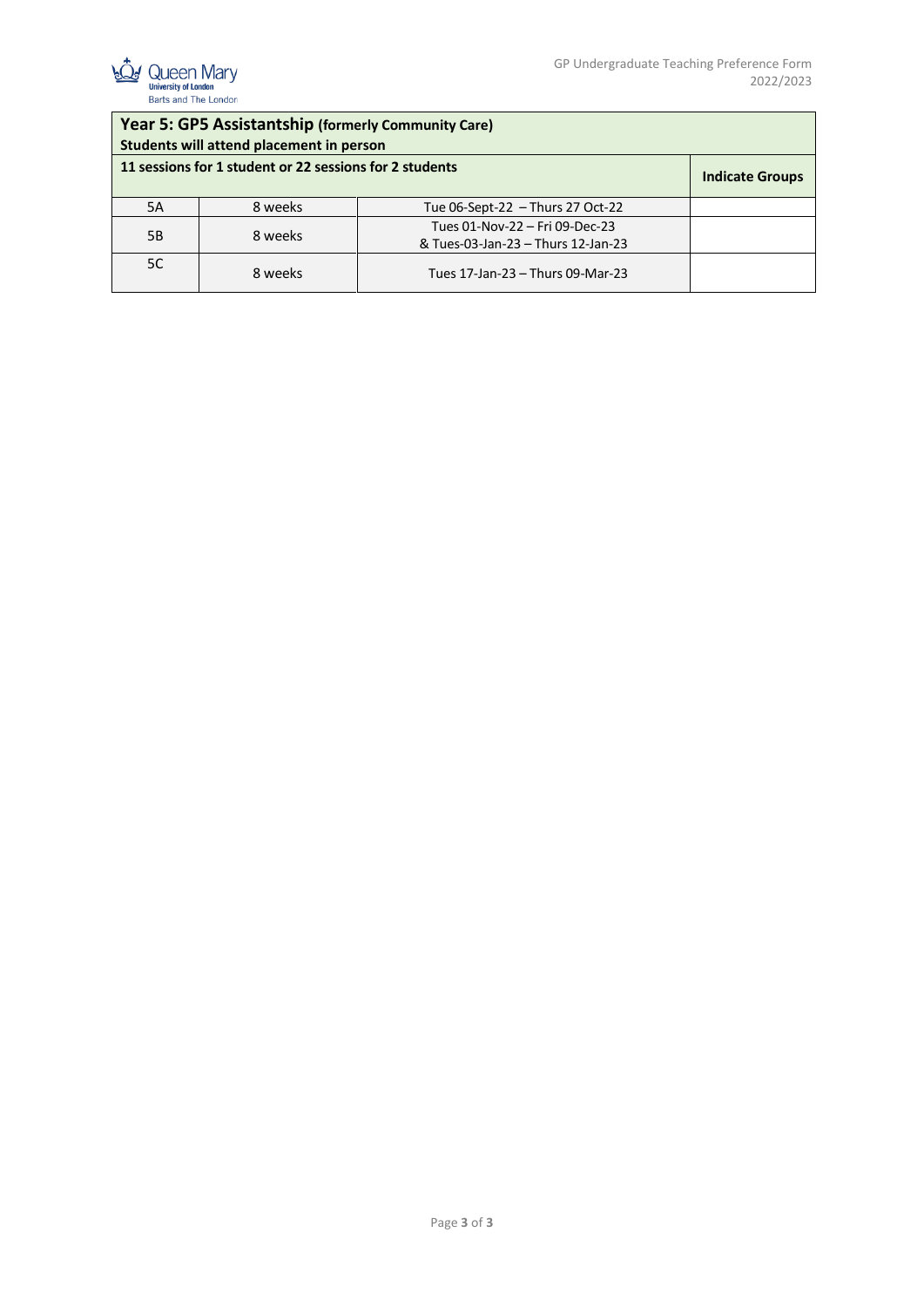| **Year 5: GP5 Assistantship (formerly Community Care)**<br>**Students will attend placement in person** | | | |
|---|---|---|---|
| **11 sessions for 1 student or 22 sessions for 2 students** | | | **Indicate Groups** |
| 5A | 8 weeks | Tue 06-Sept-22 – Thurs 27 Oct-22 | |
| 5B | 8 weeks | Tues 01-Nov-22 – Fri 09-Dec-23<br>& Tues-03-Jan-23 – Thurs 12-Jan-23 | |
| 5C | 8 weeks | Tues 17-Jan-23 – Thurs 09-Mar-23 | |